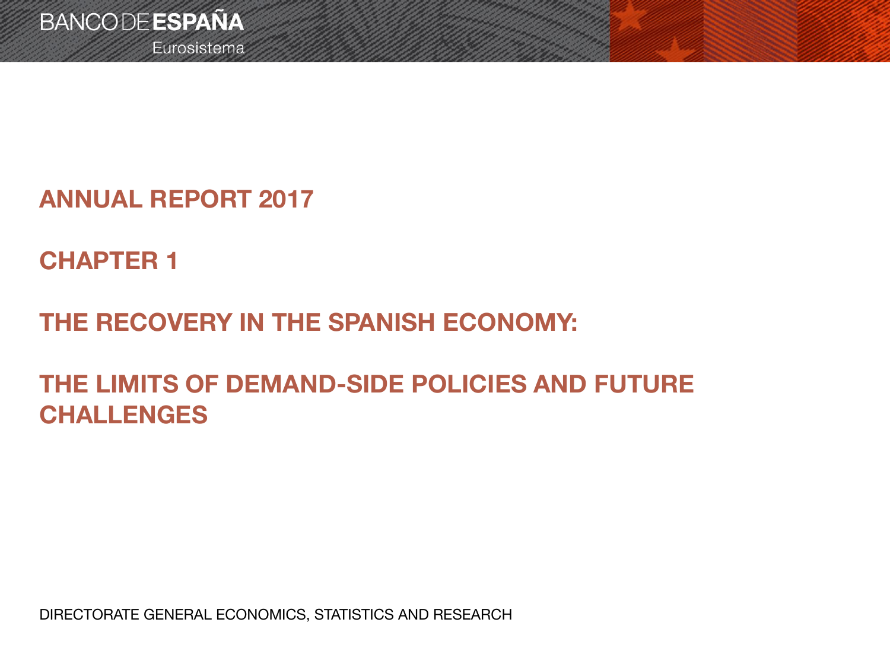BANCO DE ESPAÑA

Eurosistema

# ANNUAL REPORT 2017

## CHAPTER 1

## THE RECOVERY IN THE SPANISH ECONOMY:

## THE LIMITS OF DEMAND-SIDE POLICIES AND FUTURE CHALLENGES

DIRECTORATE GENERAL ECONOMICS, STATISTICS AND RESEARCH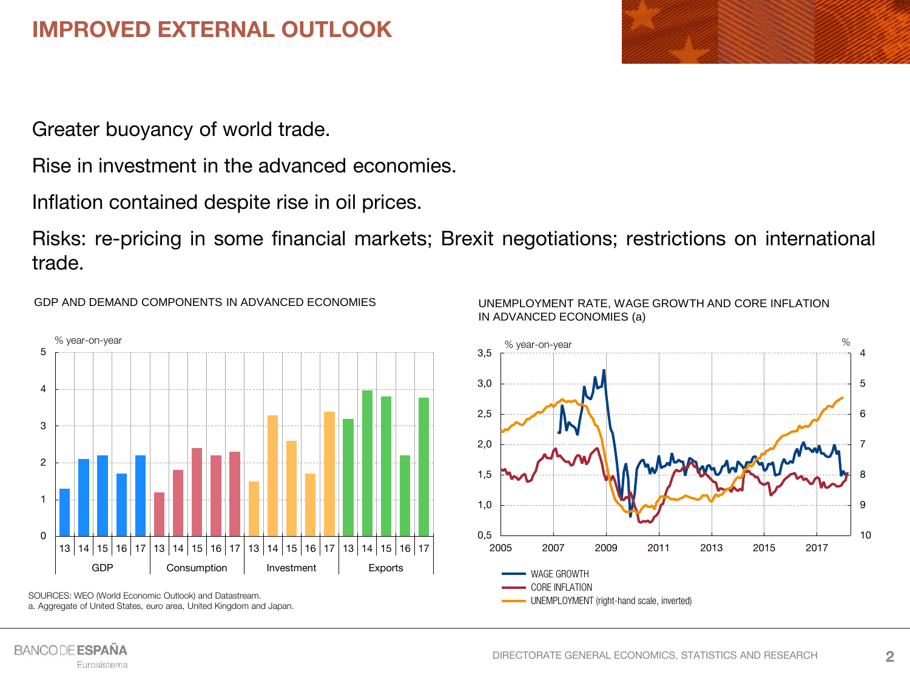# IMPROVED EXTERNAL OUTLOOK

Greater buoyancy of world trade.

Rise in investment in the advanced economies.

Inflation contained despite rise in oil prices.

Risks: re-pricing in some financial markets; Brexit negotiations; restrictions on international trade.

GDP AND DEMAND COMPONENTS IN ADVANCED ECONOMIES

% year-on-year

| | 13 | 14 | 15 | 16 | 17 |
|---|---|---|---|---|---|
| GDP | 1.3 | 2.1 | 2.2 | 1.7 | 2.2 |
| Consumption | 1.2 | 1.8 | 2.4 | 2.2 | 2.3 |
| Investment | 1.5 | 3.3 | 2.6 | 1.7 | 3.4 |
| Exports | 3.2 | 4.0 | 3.8 | 2.2 | 3.8 |

SOURCES: WEO (World Economic Outlook) and Datastream.
a. Aggregate of United States, euro area, United Kingdom and Japan.

UNEMPLOYMENT RATE, WAGE GROWTH AND CORE INFLATION IN ADVANCED ECONOMIES (a)

% year-on-year | %

WAGE GROWTH
CORE INFLATION
UNEMPLOYMENT (right-hand scale, inverted)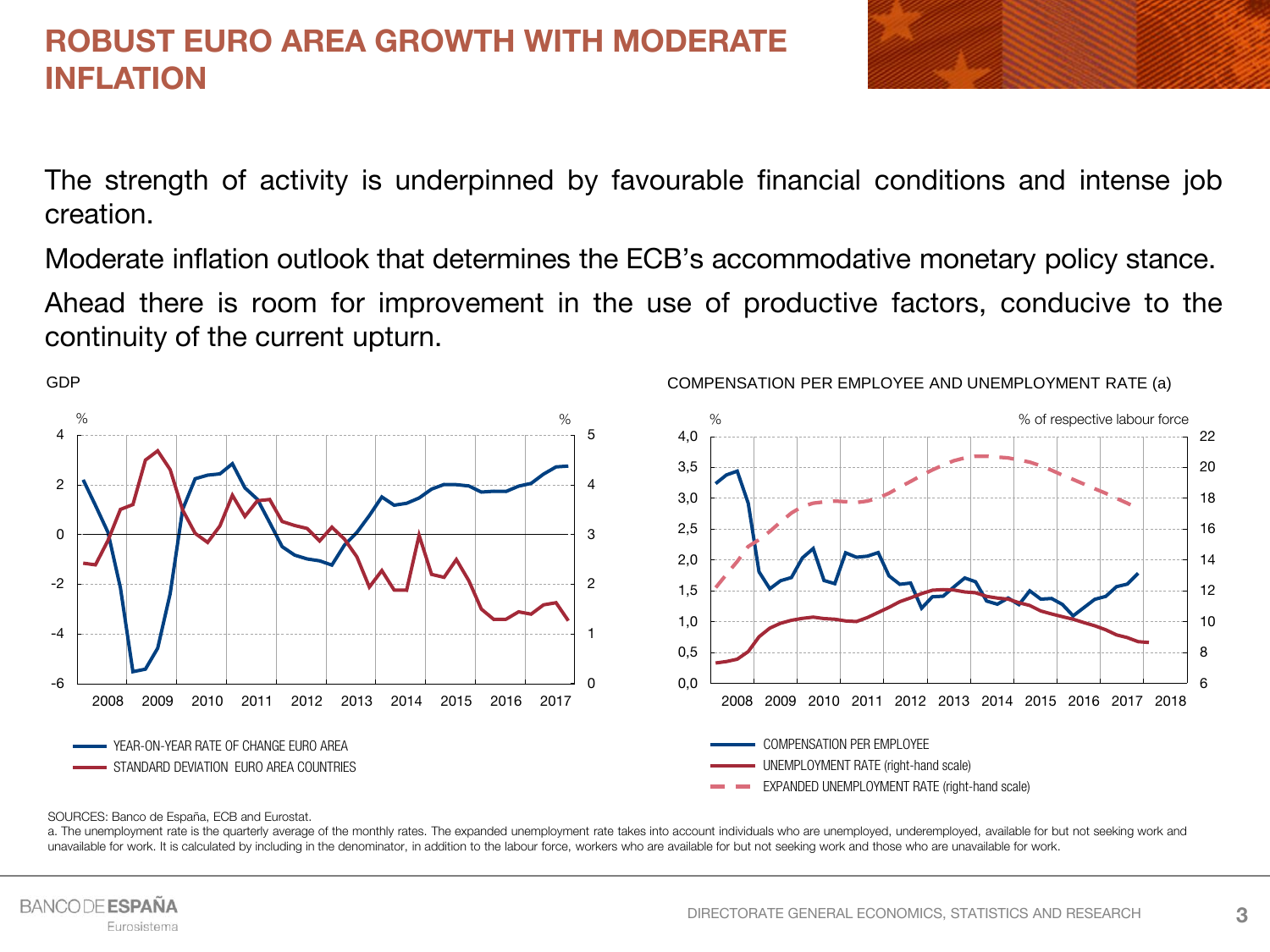# ROBUST EURO AREA GROWTH WITH MODERATE INFLATION

The strength of activity is underpinned by favourable financial conditions and intense job creation.

Moderate inflation outlook that determines the ECB's accommodative monetary policy stance.

Ahead there is room for improvement in the use of productive factors, conducive to the continuity of the current upturn.

GDP

- YEAR-ON-YEAR RATE OF CHANGE EURO AREA
- STANDARD DEVIATION EURO AREA COUNTRIES

COMPENSATION PER EMPLOYEE AND UNEMPLOYMENT RATE (a)

- COMPENSATION PER EMPLOYEE
- UNEMPLOYMENT RATE (right-hand scale)
- EXPANDED UNEMPLOYMENT RATE (right-hand scale)

SOURCES: Banco de España, ECB and Eurostat.

a. The unemployment rate is the quarterly average of the monthly rates. The expanded unemployment rate takes into account individuals who are unemployed, underemployed, available for but not seeking work and unavailable for work. It is calculated by including in the denominator, in addition to the labour force, workers who are available for but not seeking work and those who are unavailable for work.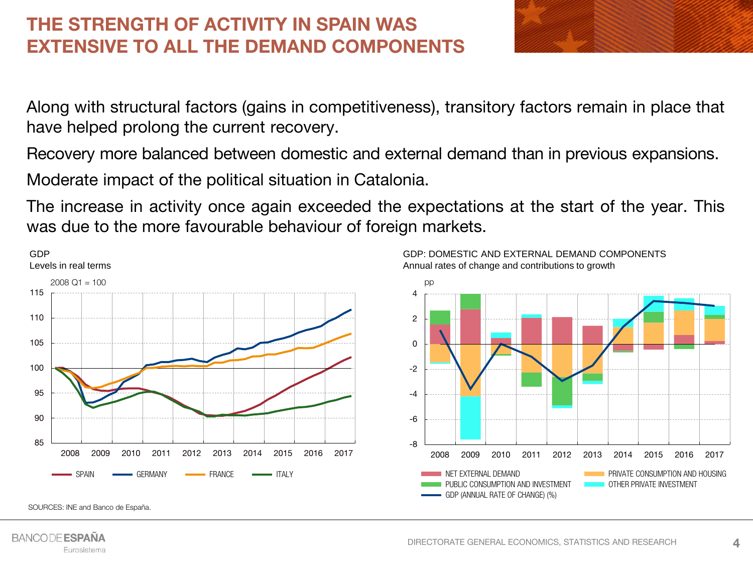# THE STRENGTH OF ACTIVITY IN SPAIN WAS EXTENSIVE TO ALL THE DEMAND COMPONENTS

Along with structural factors (gains in competitiveness), transitory factors remain in place that have helped prolong the current recovery.

Recovery more balanced between domestic and external demand than in previous expansions.

Moderate impact of the political situation in Catalonia.

The increase in activity once again exceeded the expectations at the start of the year. This was due to the more favourable behaviour of foreign markets.

GDP
Levels in real terms

2008 Q1 = 100

SPAIN | GERMANY | FRANCE | ITALY

GDP: DOMESTIC AND EXTERNAL DEMAND COMPONENTS
Annual rates of change and contributions to growth

pp

NET EXTERNAL DEMAND | PRIVATE CONSUMPTION AND HOUSING | PUBLIC CONSUMPTION AND INVESTMENT | OTHER PRIVATE INVESTMENT | GDP (ANNUAL RATE OF CHANGE) (%)

SOURCES: INE and Banco de España.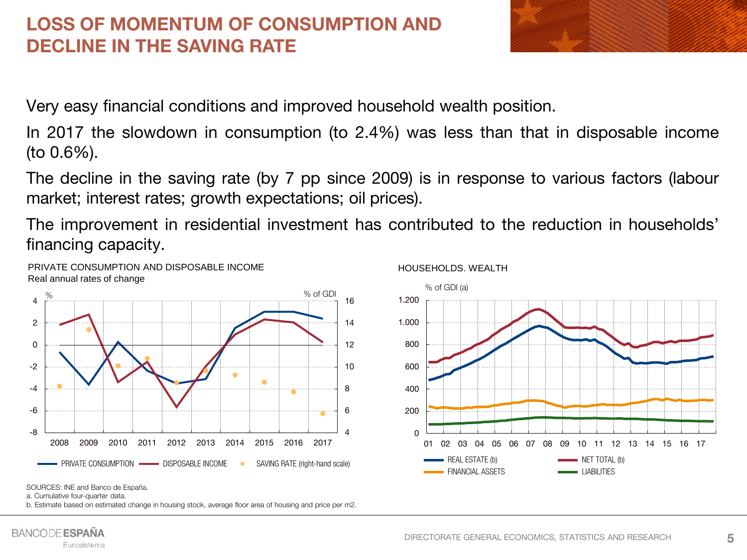# LOSS OF MOMENTUM OF CONSUMPTION AND DECLINE IN THE SAVING RATE

Very easy financial conditions and improved household wealth position.

In 2017 the slowdown in consumption (to 2.4%) was less than that in disposable income (to 0.6%).

The decline in the saving rate (by 7 pp since 2009) is in response to various factors (labour market; interest rates; growth expectations; oil prices).

The improvement in residential investment has contributed to the reduction in households' financing capacity.

PRIVATE CONSUMPTION AND DISPOSABLE INCOME
Real annual rates of change

HOUSEHOLDS. WEALTH

SOURCES: INE and Banco de España.
a. Cumulative four-quarter data.
b. Estimate based on estimated change in housing stock, average floor area of housing and price per m2.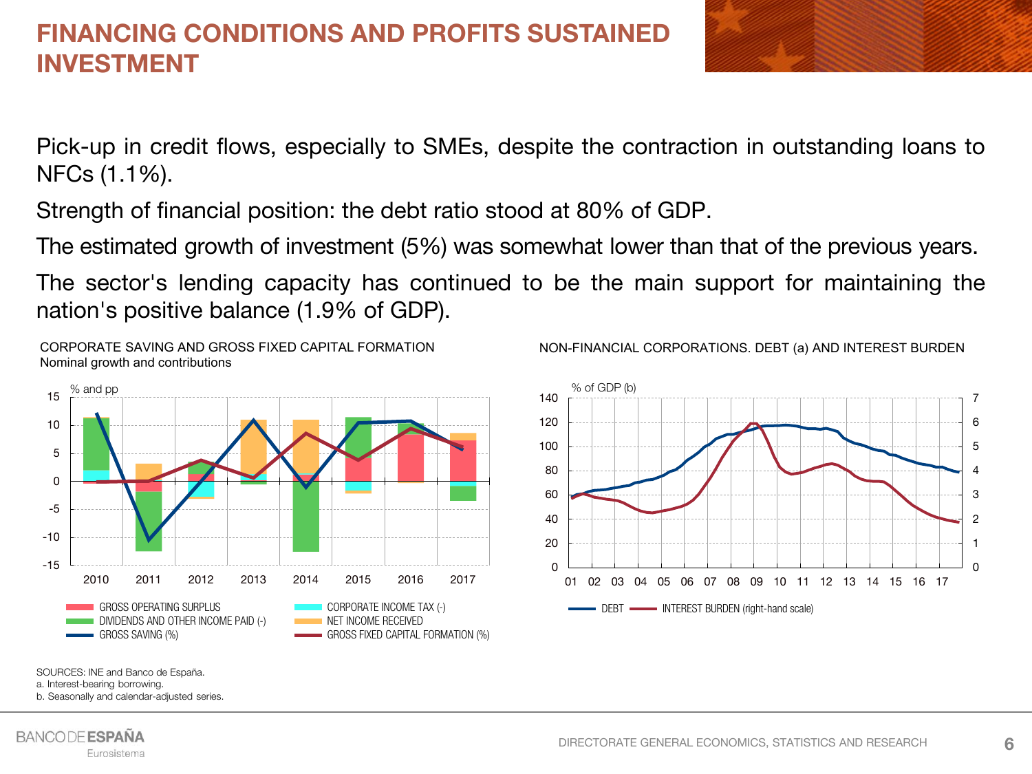# FINANCING CONDITIONS AND PROFITS SUSTAINED INVESTMENT

Pick-up in credit flows, especially to SMEs, despite the contraction in outstanding loans to NFCs (1.1%).

Strength of financial position: the debt ratio stood at 80% of GDP.

The estimated growth of investment (5%) was somewhat lower than that of the previous years.

The sector's lending capacity has continued to be the main support for maintaining the nation's positive balance (1.9% of GDP).

CORPORATE SAVING AND GROSS FIXED CAPITAL FORMATION
Nominal growth and contributions

NON-FINANCIAL CORPORATIONS. DEBT (a) AND INTEREST BURDEN

SOURCES: INE and Banco de España.
a. Interest-bearing borrowing.
b. Seasonally and calendar-adjusted series.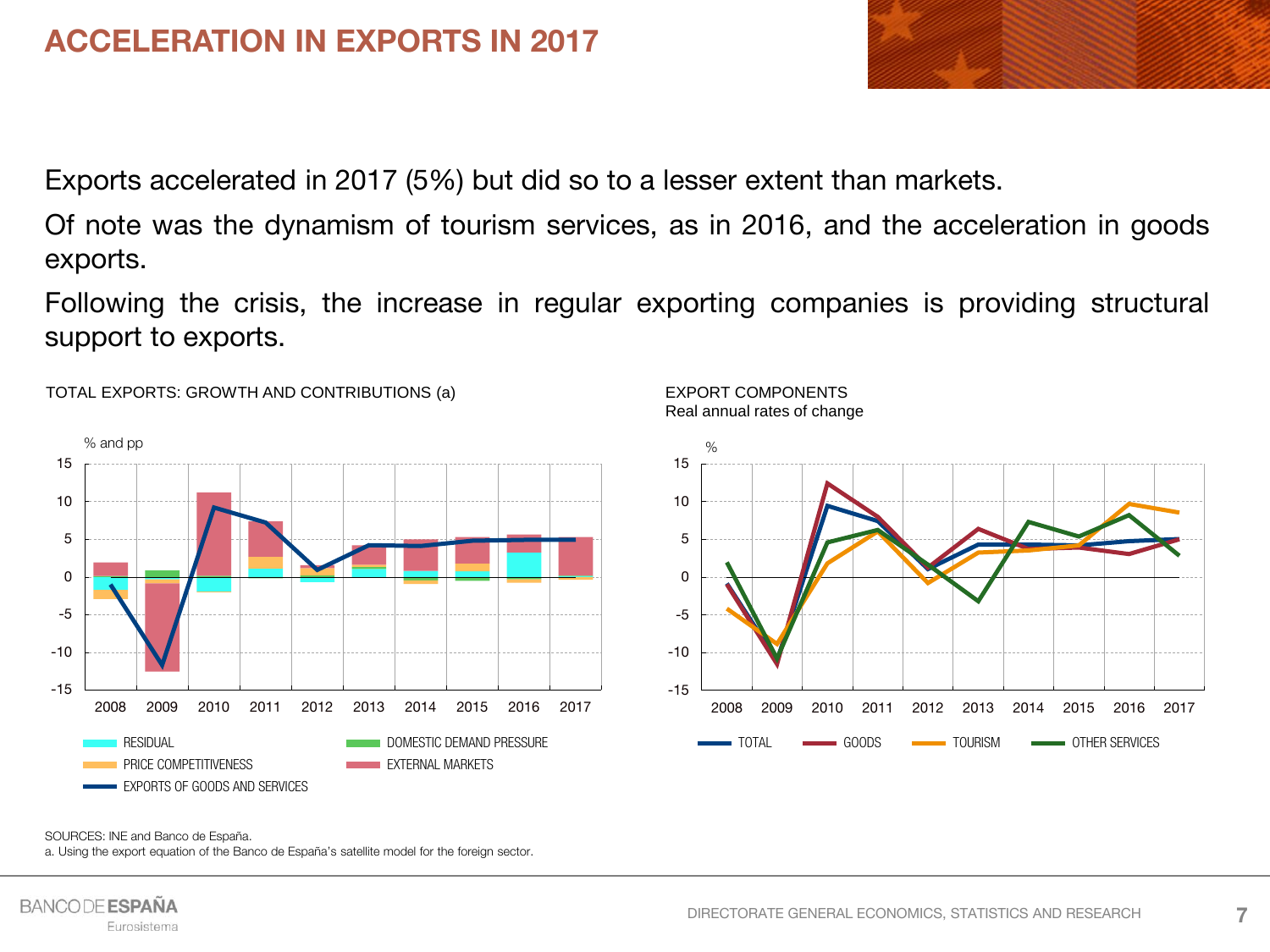# ACCELERATION IN EXPORTS IN 2017

Exports accelerated in 2017 (5%) but did so to a lesser extent than markets.

Of note was the dynamism of tourism services, as in 2016, and the acceleration in goods exports.

Following the crisis, the increase in regular exporting companies is providing structural support to exports.

TOTAL EXPORTS: GROWTH AND CONTRIBUTIONS (a)

% and pp

RESIDUAL | DOMESTIC DEMAND PRESSURE | PRICE COMPETITIVENESS | EXTERNAL MARKETS | EXPORTS OF GOODS AND SERVICES

EXPORT COMPONENTS
Real annual rates of change

%

TOTAL | GOODS | TOURISM | OTHER SERVICES

SOURCES: INE and Banco de España.

a. Using the export equation of the Banco de España's satellite model for the foreign sector.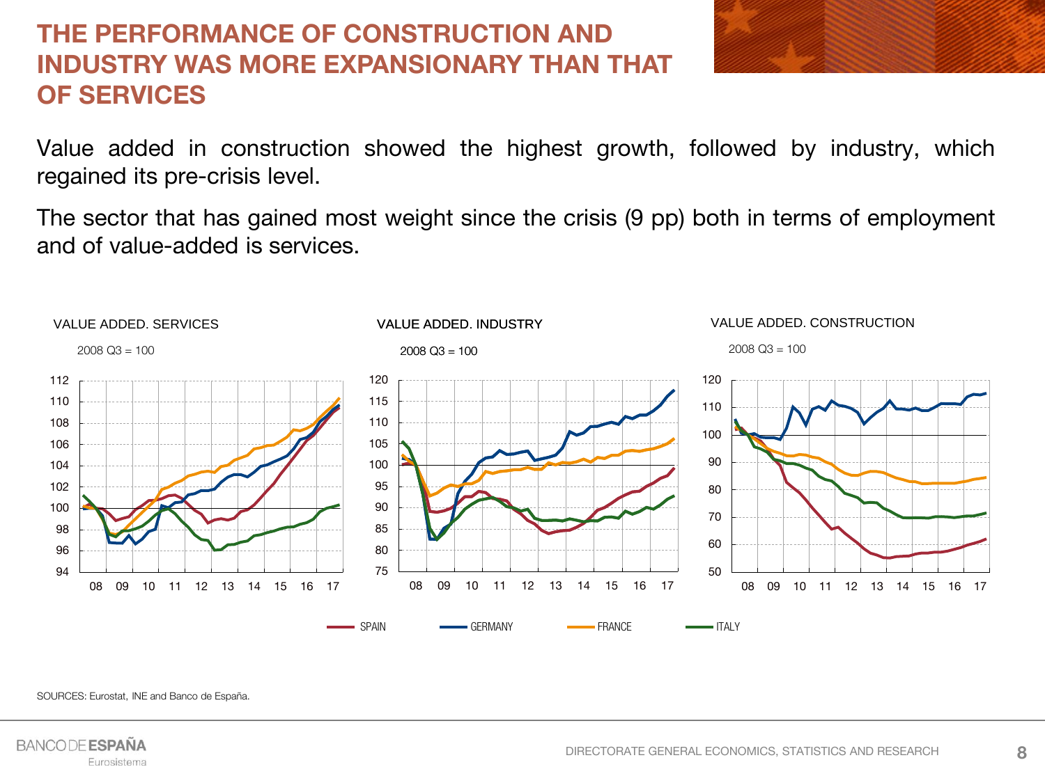# THE PERFORMANCE OF CONSTRUCTION AND INDUSTRY WAS MORE EXPANSIONARY THAN THAT OF SERVICES

Value added in construction showed the highest growth, followed by industry, which regained its pre-crisis level.

The sector that has gained most weight since the crisis (9 pp) both in terms of employment and of value-added is services.

VALUE ADDED. SERVICES

2008 Q3 = 100

VALUE ADDED. INDUSTRY

2008 Q3 = 100

VALUE ADDED. CONSTRUCTION

2008 Q3 = 100

SPAIN — GERMANY — FRANCE — ITALY

SOURCES: Eurostat, INE and Banco de España.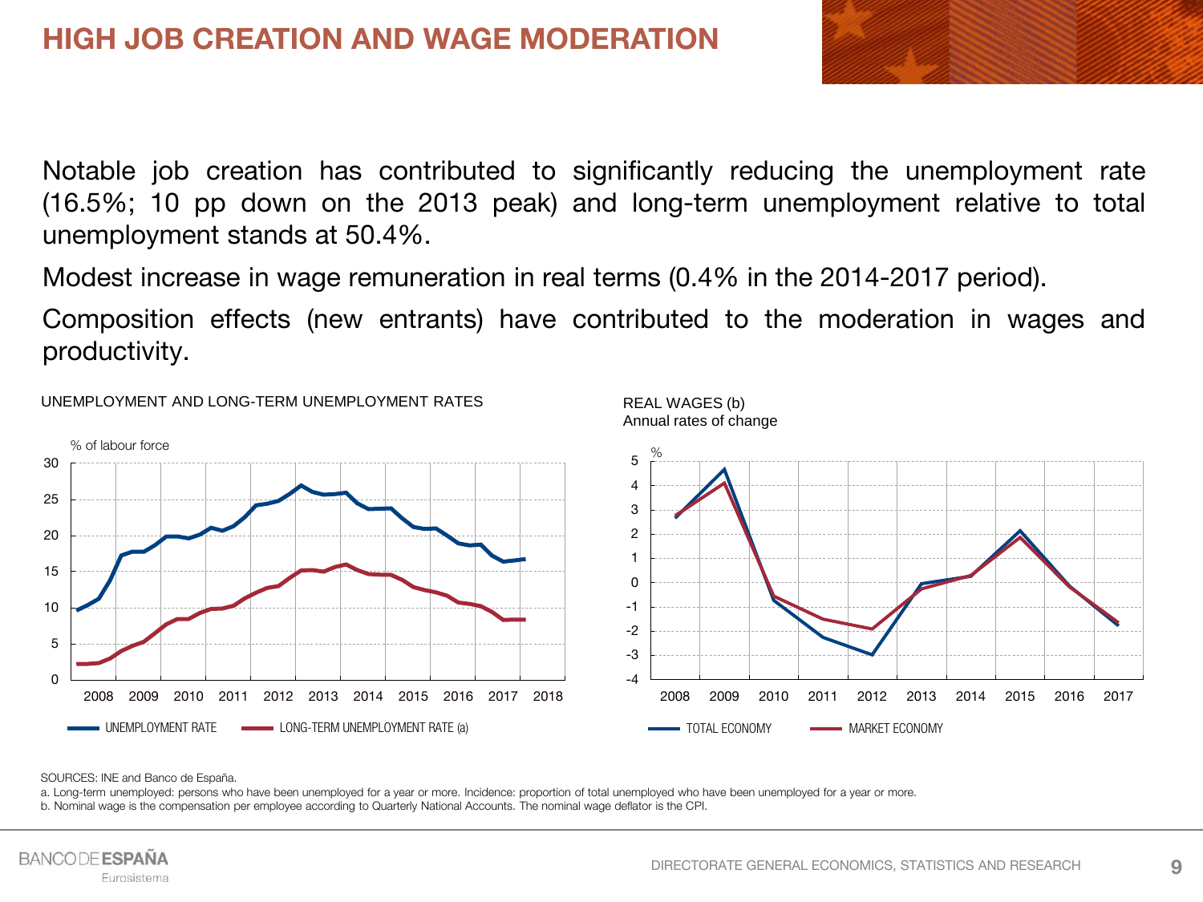# HIGH JOB CREATION AND WAGE MODERATION

Notable job creation has contributed to significantly reducing the unemployment rate (16.5%; 10 pp down on the 2013 peak) and long-term unemployment relative to total unemployment stands at 50.4%.

Modest increase in wage remuneration in real terms (0.4% in the 2014-2017 period).

Composition effects (new entrants) have contributed to the moderation in wages and productivity.

UNEMPLOYMENT AND LONG-TERM UNEMPLOYMENT RATES

% of labour force

UNEMPLOYMENT RATE — LONG-TERM UNEMPLOYMENT RATE (a)

REAL WAGES (b)
Annual rates of change

%

TOTAL ECONOMY — MARKET ECONOMY

SOURCES: INE and Banco de España.

a. Long-term unemployed: persons who have been unemployed for a year or more. Incidence: proportion of total unemployed who have been unemployed for a year or more.

b. Nominal wage is the compensation per employee according to Quarterly National Accounts. The nominal wage deflator is the CPI.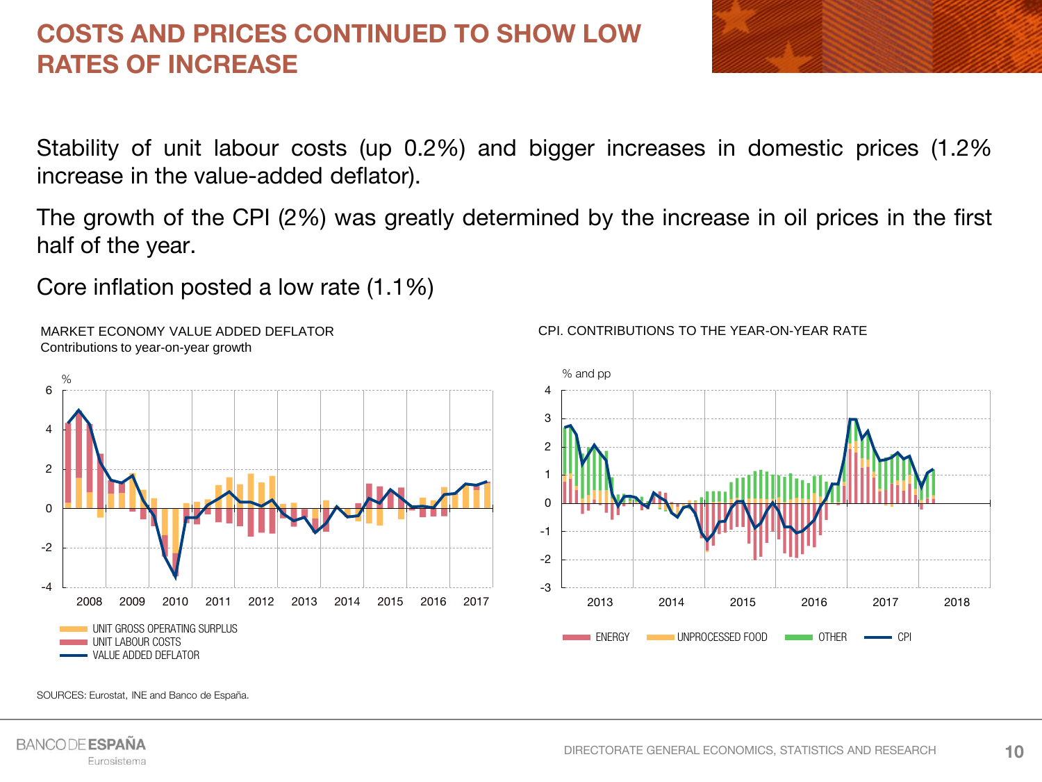# COSTS AND PRICES CONTINUED TO SHOW LOW RATES OF INCREASE

Stability of unit labour costs (up 0.2%) and bigger increases in domestic prices (1.2% increase in the value-added deflator).

The growth of the CPI (2%) was greatly determined by the increase in oil prices in the first half of the year.

Core inflation posted a low rate (1.1%)

MARKET ECONOMY VALUE ADDED DEFLATOR
Contributions to year-on-year growth

%

UNIT GROSS OPERATING SURPLUS
UNIT LABOUR COSTS
VALUE ADDED DEFLATOR

CPI. CONTRIBUTIONS TO THE YEAR-ON-YEAR RATE

% and pp

ENERGY | UNPROCESSED FOOD | OTHER | CPI

SOURCES: Eurostat, INE and Banco de España.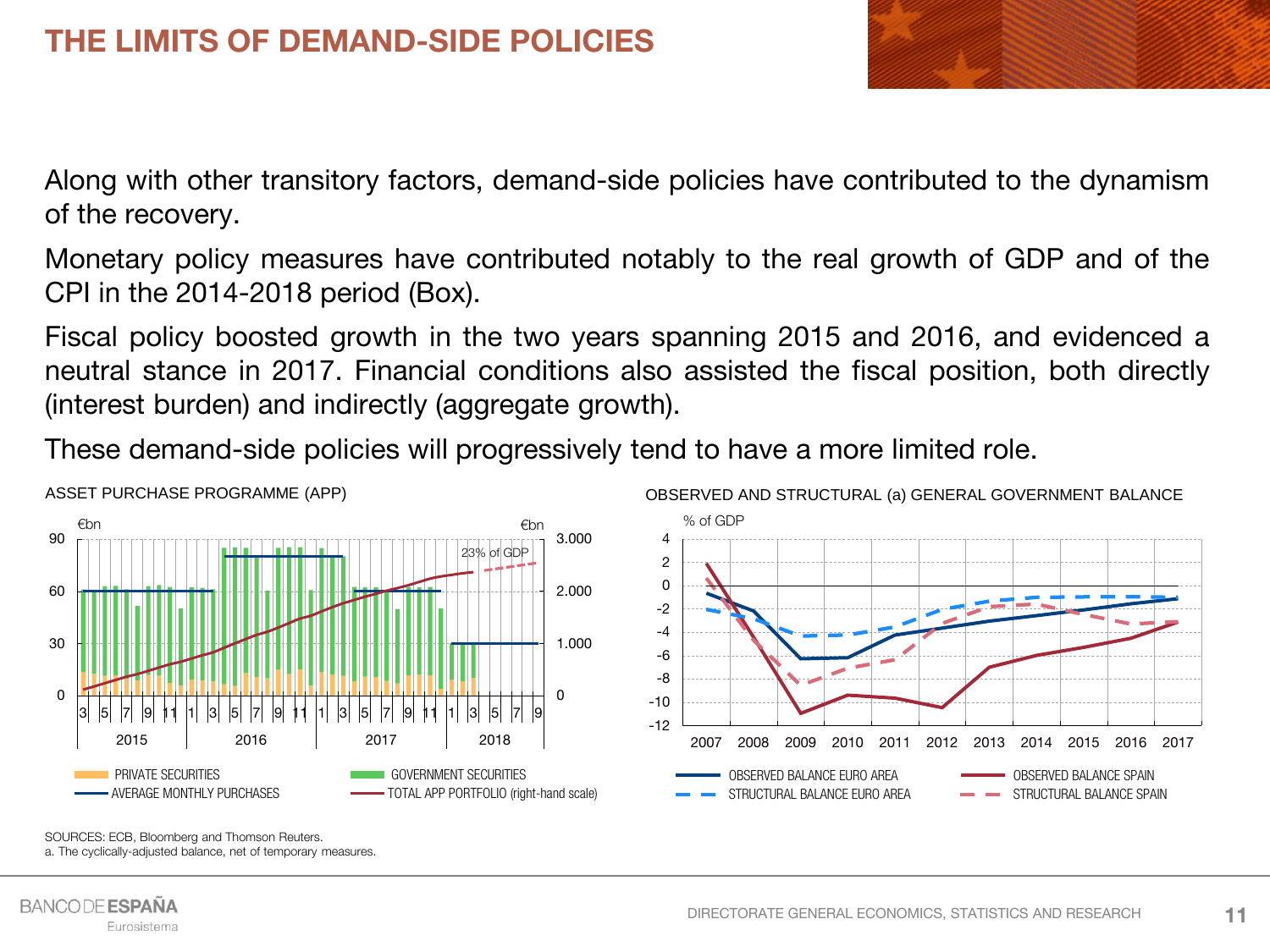# THE LIMITS OF DEMAND-SIDE POLICIES

Along with other transitory factors, demand-side policies have contributed to the dynamism of the recovery.

Monetary policy measures have contributed notably to the real growth of GDP and of the CPI in the 2014-2018 period (Box).

Fiscal policy boosted growth in the two years spanning 2015 and 2016, and evidenced a neutral stance in 2017. Financial conditions also assisted the fiscal position, both directly (interest burden) and indirectly (aggregate growth).

These demand-side policies will progressively tend to have a more limited role.

ASSET PURCHASE PROGRAMME (APP)

OBSERVED AND STRUCTURAL (a) GENERAL GOVERNMENT BALANCE

SOURCES: ECB, Bloomberg and Thomson Reuters.
a. The cyclically-adjusted balance, net of temporary measures.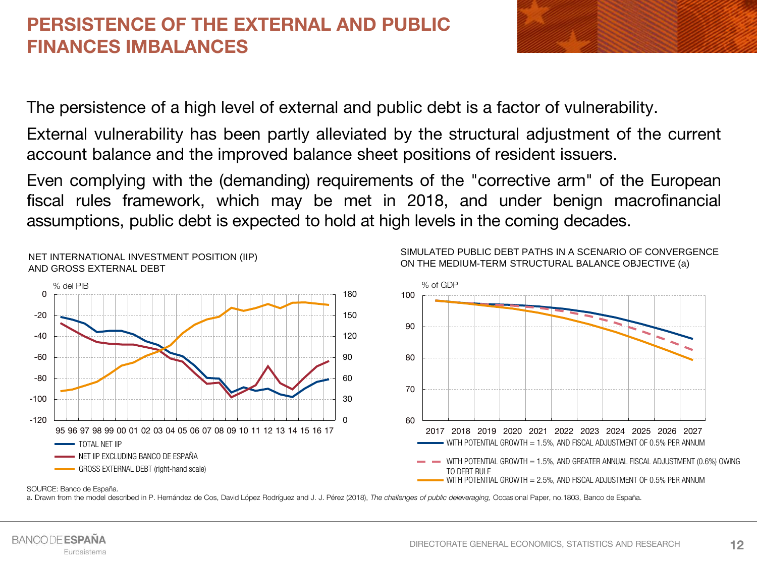# PERSISTENCE OF THE EXTERNAL AND PUBLIC FINANCES IMBALANCES

The persistence of a high level of external and public debt is a factor of vulnerability.

External vulnerability has been partly alleviated by the structural adjustment of the current account balance and the improved balance sheet positions of resident issuers.

Even complying with the (demanding) requirements of the "corrective arm" of the European fiscal rules framework, which may be met in 2018, and under benign macrofinancial assumptions, public debt is expected to hold at high levels in the coming decades.

NET INTERNATIONAL INVESTMENT POSITION (IIP) AND GROSS EXTERNAL DEBT

% del PIB

- TOTAL NET IIP
- NET IIP EXCLUDING BANCO DE ESPAÑA
- GROSS EXTERNAL DEBT (right-hand scale)

SIMULATED PUBLIC DEBT PATHS IN A SCENARIO OF CONVERGENCE ON THE MEDIUM-TERM STRUCTURAL BALANCE OBJECTIVE (a)

% of GDP

- WITH POTENTIAL GROWTH = 1.5%, AND FISCAL ADJUSTMENT OF 0.5% PER ANNUM
- WITH POTENTIAL GROWTH = 1.5%, AND GREATER ANNUAL FISCAL ADJUSTMENT (0.6%) OWING TO DEBT RULE
- WITH POTENTIAL GROWTH = 2.5%, AND FISCAL ADJUSTMENT OF 0.5% PER ANNUM

SOURCE: Banco de España.

a. Drawn from the model described in P. Hernández de Cos, David López Rodríguez and J. J. Pérez (2018), *The challenges of public deleveraging,* Occasional Paper, no.1803, Banco de España.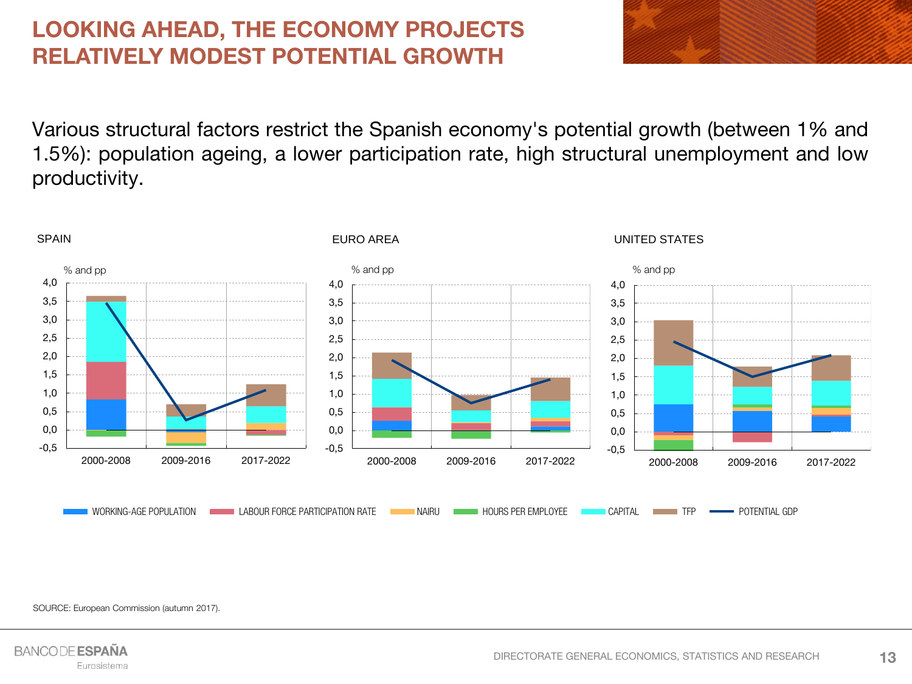# LOOKING AHEAD, THE ECONOMY PROJECTS RELATIVELY MODEST POTENTIAL GROWTH

Various structural factors restrict the Spanish economy's potential growth (between 1% and 1.5%): population ageing, a lower participation rate, high structural unemployment and low productivity.

SPAIN

% and pp

EURO AREA

% and pp

UNITED STATES

% and pp

WORKING-AGE POPULATION | LABOUR FORCE PARTICIPATION RATE | NAIRU | HOURS PER EMPLOYEE | CAPITAL | TFP | POTENTIAL GDP

SOURCE: European Commission (autumn 2017).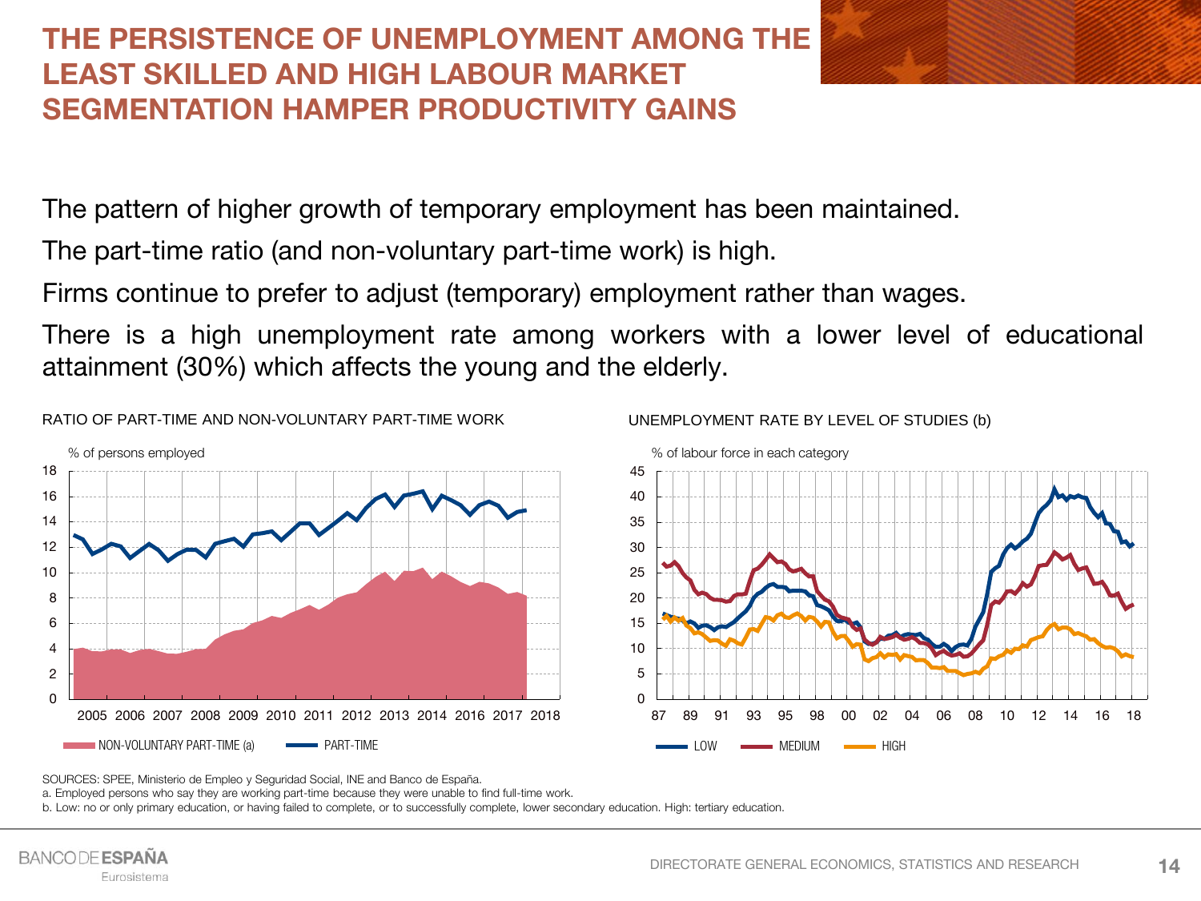# THE PERSISTENCE OF UNEMPLOYMENT AMONG THE LEAST SKILLED AND HIGH LABOUR MARKET SEGMENTATION HAMPER PRODUCTIVITY GAINS

The pattern of higher growth of temporary employment has been maintained.

The part-time ratio (and non-voluntary part-time work) is high.

Firms continue to prefer to adjust (temporary) employment rather than wages.

There is a high unemployment rate among workers with a lower level of educational attainment (30%) which affects the young and the elderly.

RATIO OF PART-TIME AND NON-VOLUNTARY PART-TIME WORK

% of persons employed

NON-VOLUNTARY PART-TIME (a) — PART-TIME

UNEMPLOYMENT RATE BY LEVEL OF STUDIES (b)

% of labour force in each category

LOW — MEDIUM — HIGH

SOURCES: SPEE, Ministerio de Empleo y Seguridad Social, INE and Banco de España.

a. Employed persons who say they are working part-time because they were unable to find full-time work.

b. Low: no or only primary education, or having failed to complete, or to successfully complete, lower secondary education. High: tertiary education.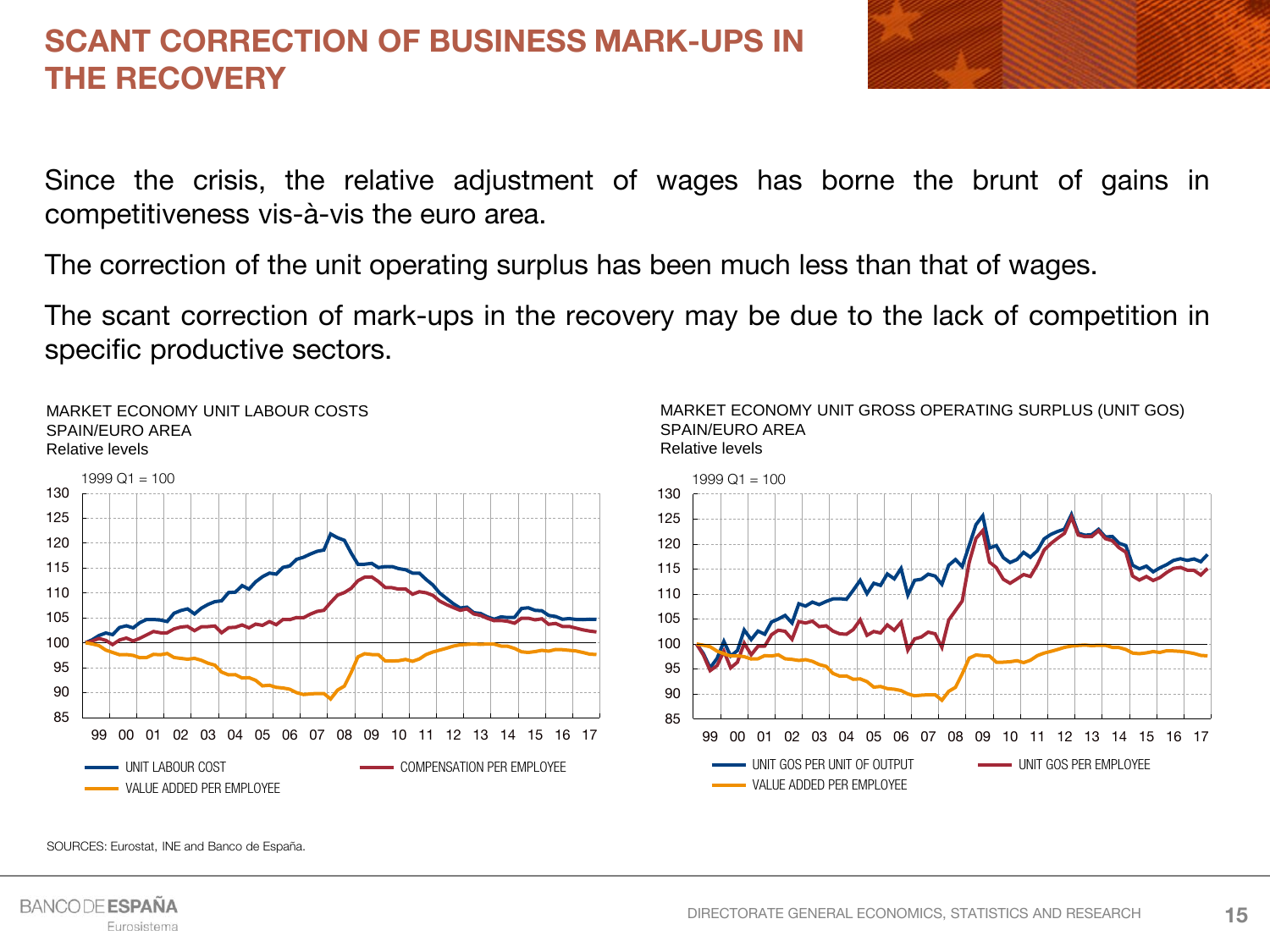# SCANT CORRECTION OF BUSINESS MARK-UPS IN THE RECOVERY

Since the crisis, the relative adjustment of wages has borne the brunt of gains in competitiveness vis-à-vis the euro area.

The correction of the unit operating surplus has been much less than that of wages.

The scant correction of mark-ups in the recovery may be due to the lack of competition in specific productive sectors.

MARKET ECONOMY UNIT LABOUR COSTS
SPAIN/EURO AREA
Relative levels

1999 Q1 = 100

UNIT LABOUR COST — COMPENSATION PER EMPLOYEE — VALUE ADDED PER EMPLOYEE

MARKET ECONOMY UNIT GROSS OPERATING SURPLUS (UNIT GOS)
SPAIN/EURO AREA
Relative levels

1999 Q1 = 100

UNIT GOS PER UNIT OF OUTPUT — UNIT GOS PER EMPLOYEE — VALUE ADDED PER EMPLOYEE

SOURCES: Eurostat, INE and Banco de España.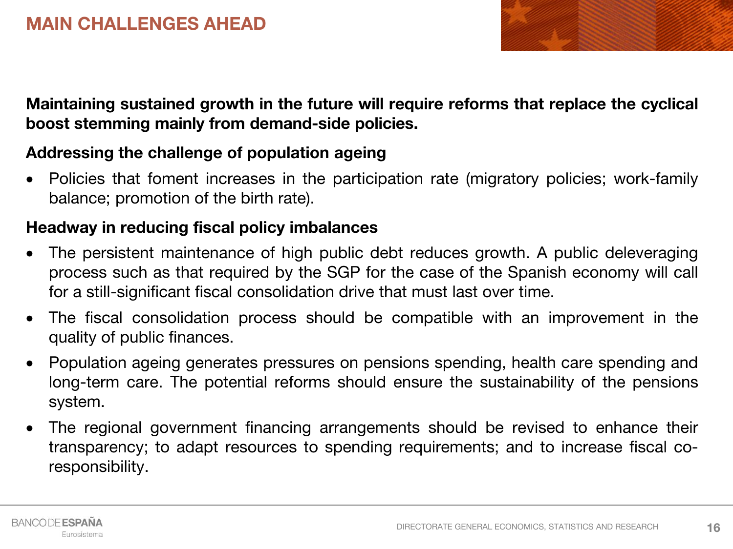# MAIN CHALLENGES AHEAD

**Maintaining sustained growth in the future will require reforms that replace the cyclical boost stemming mainly from demand-side policies.**

**Addressing the challenge of population ageing**

- Policies that foment increases in the participation rate (migratory policies; work-family balance; promotion of the birth rate).

**Headway in reducing fiscal policy imbalances**

- The persistent maintenance of high public debt reduces growth. A public deleveraging process such as that required by the SGP for the case of the Spanish economy will call for a still-significant fiscal consolidation drive that must last over time.
- The fiscal consolidation process should be compatible with an improvement in the quality of public finances.
- Population ageing generates pressures on pensions spending, health care spending and long-term care. The potential reforms should ensure the sustainability of the pensions system.
- The regional government financing arrangements should be revised to enhance their transparency; to adapt resources to spending requirements; and to increase fiscal co-responsibility.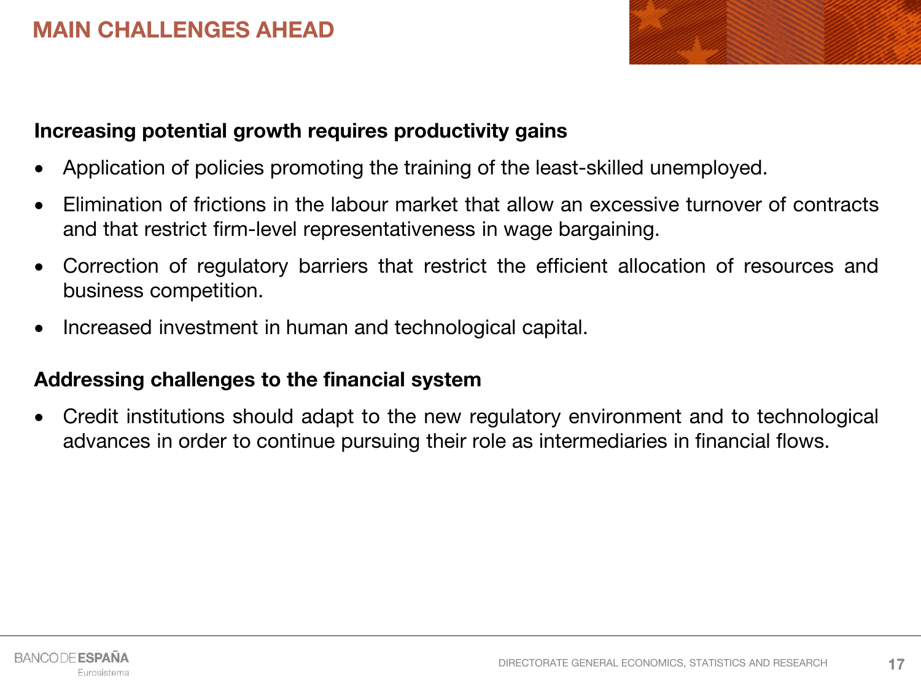# MAIN CHALLENGES AHEAD

**Increasing potential growth requires productivity gains**

- Application of policies promoting the training of the least-skilled unemployed.
- Elimination of frictions in the labour market that allow an excessive turnover of contracts and that restrict firm-level representativeness in wage bargaining.
- Correction of regulatory barriers that restrict the efficient allocation of resources and business competition.
- Increased investment in human and technological capital.

**Addressing challenges to the financial system**

- Credit institutions should adapt to the new regulatory environment and to technological advances in order to continue pursuing their role as intermediaries in financial flows.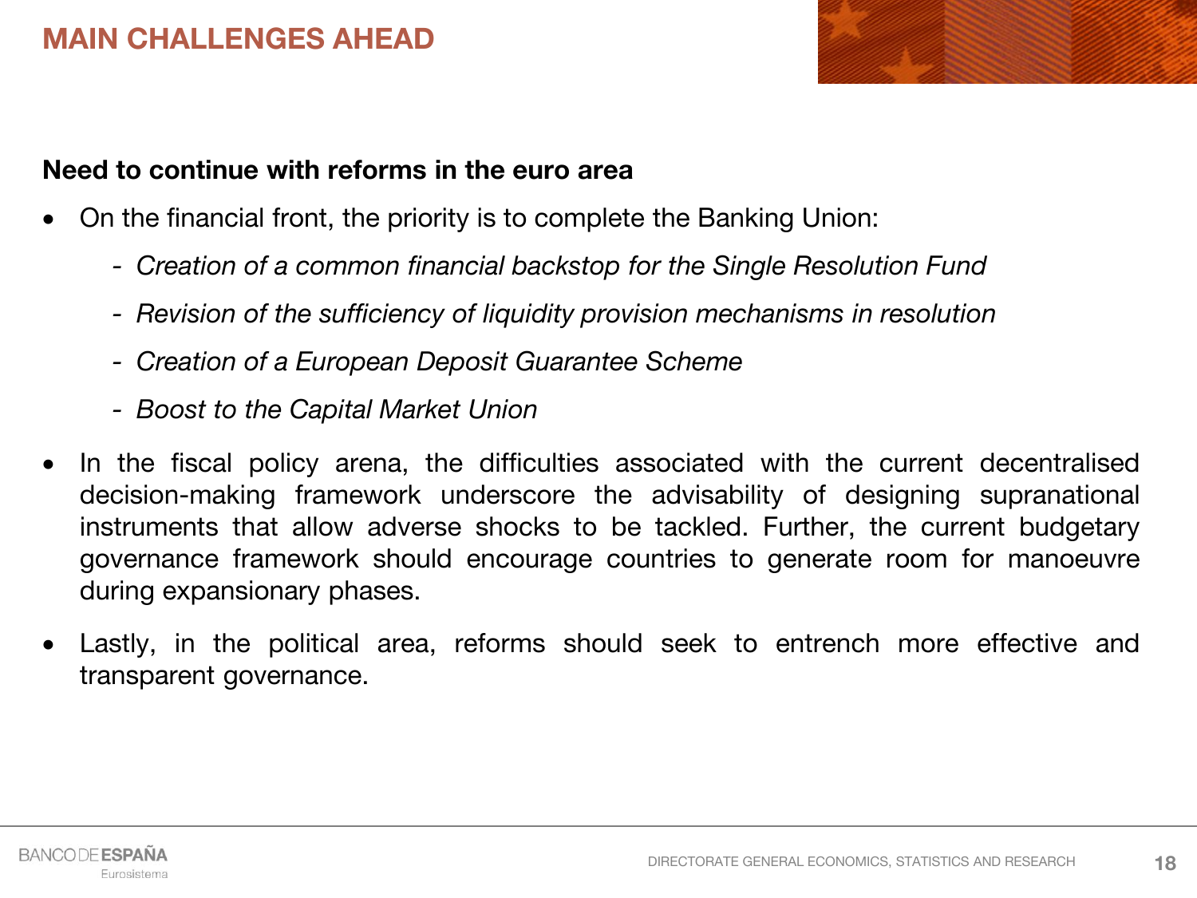# MAIN CHALLENGES AHEAD

**Need to continue with reforms in the euro area**

- On the financial front, the priority is to complete the Banking Union:
  - *Creation of a common financial backstop for the Single Resolution Fund*
  - *Revision of the sufficiency of liquidity provision mechanisms in resolution*
  - *Creation of a European Deposit Guarantee Scheme*
  - *Boost to the Capital Market Union*
- In the fiscal policy arena, the difficulties associated with the current decentralised decision-making framework underscore the advisability of designing supranational instruments that allow adverse shocks to be tackled. Further, the current budgetary governance framework should encourage countries to generate room for manoeuvre during expansionary phases.
- Lastly, in the political area, reforms should seek to entrench more effective and transparent governance.